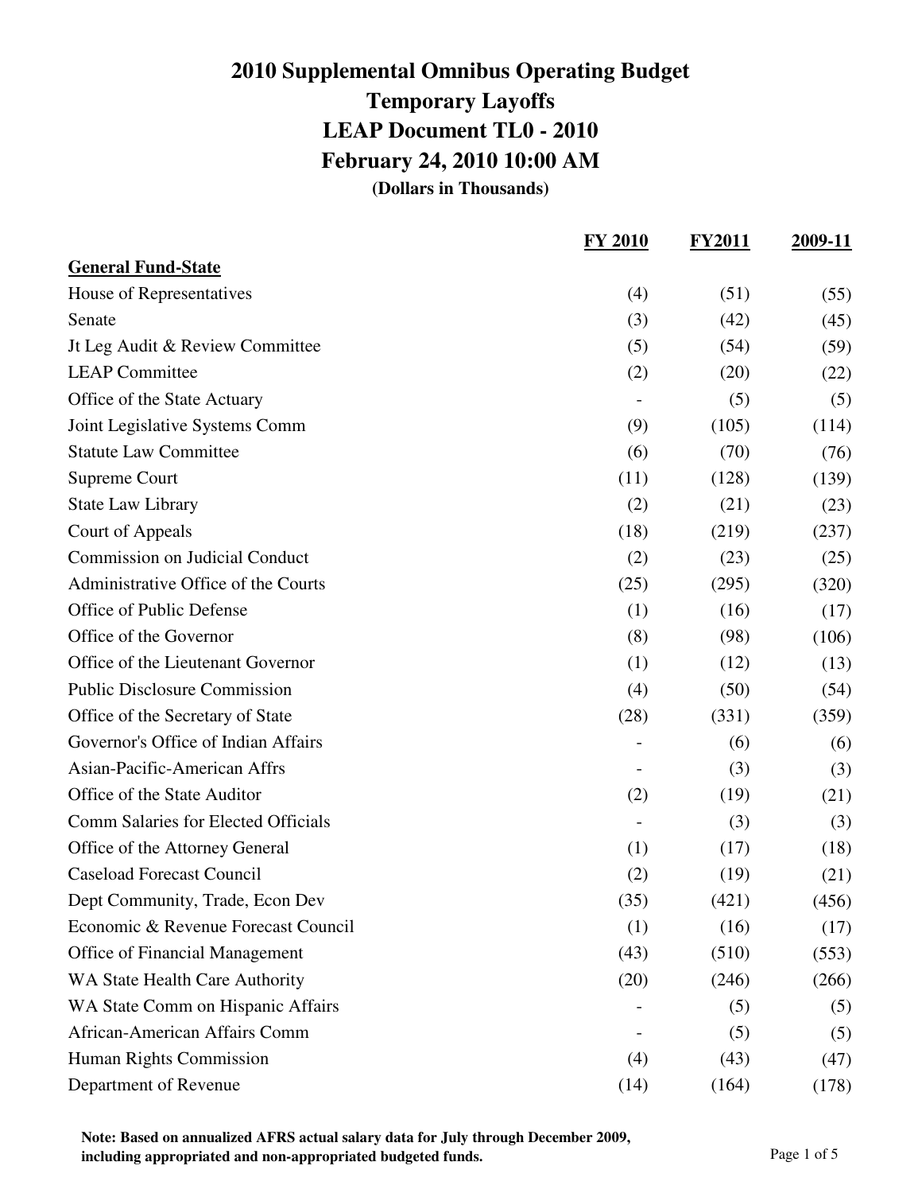# 2010 Supplemental Omnibus Operating Budget
## Temporary Layoffs
## LEAP Document TL0 - 2010
## February 24, 2010 10:00 AM
**(Dollars in Thousands)**

| | FY 2010 | FY2011 | 2009-11 |
|---|---|---|---|
| **General Fund-State** | | | |
| House of Representatives | (4) | (51) | (55) |
| Senate | (3) | (42) | (45) |
| Jt Leg Audit & Review Committee | (5) | (54) | (59) |
| LEAP Committee | (2) | (20) | (22) |
| Office of the State Actuary | - | (5) | (5) |
| Joint Legislative Systems Comm | (9) | (105) | (114) |
| Statute Law Committee | (6) | (70) | (76) |
| Supreme Court | (11) | (128) | (139) |
| State Law Library | (2) | (21) | (23) |
| Court of Appeals | (18) | (219) | (237) |
| Commission on Judicial Conduct | (2) | (23) | (25) |
| Administrative Office of the Courts | (25) | (295) | (320) |
| Office of Public Defense | (1) | (16) | (17) |
| Office of the Governor | (8) | (98) | (106) |
| Office of the Lieutenant Governor | (1) | (12) | (13) |
| Public Disclosure Commission | (4) | (50) | (54) |
| Office of the Secretary of State | (28) | (331) | (359) |
| Governor's Office of Indian Affairs | - | (6) | (6) |
| Asian-Pacific-American Affrs | - | (3) | (3) |
| Office of the State Auditor | (2) | (19) | (21) |
| Comm Salaries for Elected Officials | - | (3) | (3) |
| Office of the Attorney General | (1) | (17) | (18) |
| Caseload Forecast Council | (2) | (19) | (21) |
| Dept Community, Trade, Econ Dev | (35) | (421) | (456) |
| Economic & Revenue Forecast Council | (1) | (16) | (17) |
| Office of Financial Management | (43) | (510) | (553) |
| WA State Health Care Authority | (20) | (246) | (266) |
| WA State Comm on Hispanic Affairs | - | (5) | (5) |
| African-American Affairs Comm | - | (5) | (5) |
| Human Rights Commission | (4) | (43) | (47) |
| Department of Revenue | (14) | (164) | (178) |

**Note: Based on annualized AFRS actual salary data for July through December 2009, including appropriated and non-appropriated budgeted funds.**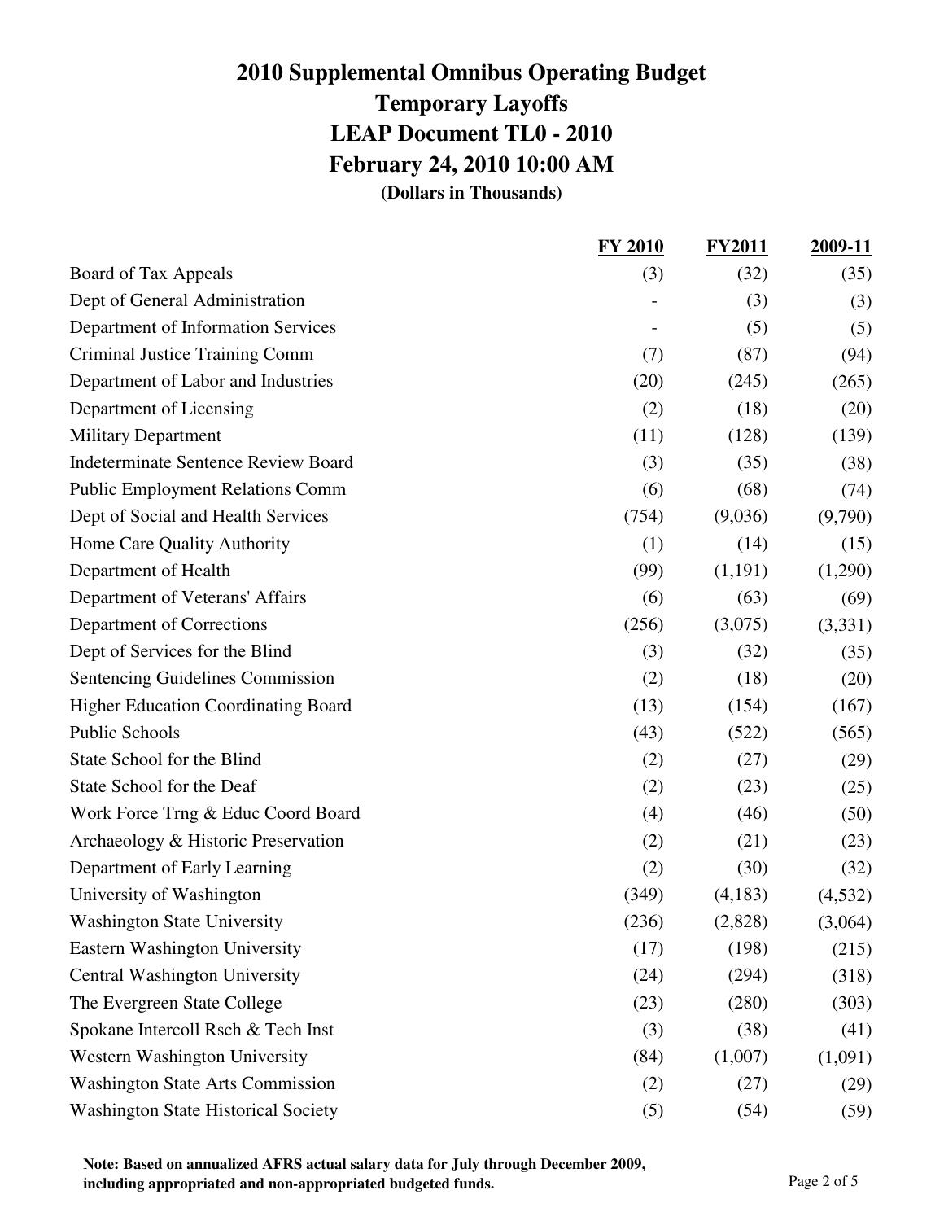# 2010 Supplemental Omnibus Operating Budget
## Temporary Layoffs
## LEAP Document TL0 - 2010
## February 24, 2010 10:00 AM
**(Dollars in Thousands)**

| | FY 2010 | FY2011 | 2009-11 |
|---|---|---|---|
| Board of Tax Appeals | (3) | (32) | (35) |
| Dept of General Administration | - | (3) | (3) |
| Department of Information Services | - | (5) | (5) |
| Criminal Justice Training Comm | (7) | (87) | (94) |
| Department of Labor and Industries | (20) | (245) | (265) |
| Department of Licensing | (2) | (18) | (20) |
| Military Department | (11) | (128) | (139) |
| Indeterminate Sentence Review Board | (3) | (35) | (38) |
| Public Employment Relations Comm | (6) | (68) | (74) |
| Dept of Social and Health Services | (754) | (9,036) | (9,790) |
| Home Care Quality Authority | (1) | (14) | (15) |
| Department of Health | (99) | (1,191) | (1,290) |
| Department of Veterans' Affairs | (6) | (63) | (69) |
| Department of Corrections | (256) | (3,075) | (3,331) |
| Dept of Services for the Blind | (3) | (32) | (35) |
| Sentencing Guidelines Commission | (2) | (18) | (20) |
| Higher Education Coordinating Board | (13) | (154) | (167) |
| Public Schools | (43) | (522) | (565) |
| State School for the Blind | (2) | (27) | (29) |
| State School for the Deaf | (2) | (23) | (25) |
| Work Force Trng & Educ Coord Board | (4) | (46) | (50) |
| Archaeology & Historic Preservation | (2) | (21) | (23) |
| Department of Early Learning | (2) | (30) | (32) |
| University of Washington | (349) | (4,183) | (4,532) |
| Washington State University | (236) | (2,828) | (3,064) |
| Eastern Washington University | (17) | (198) | (215) |
| Central Washington University | (24) | (294) | (318) |
| The Evergreen State College | (23) | (280) | (303) |
| Spokane Intercoll Rsch & Tech Inst | (3) | (38) | (41) |
| Western Washington University | (84) | (1,007) | (1,091) |
| Washington State Arts Commission | (2) | (27) | (29) |
| Washington State Historical Society | (5) | (54) | (59) |

**Note: Based on annualized AFRS actual salary data for July through December 2009, including appropriated and non-appropriated budgeted funds.**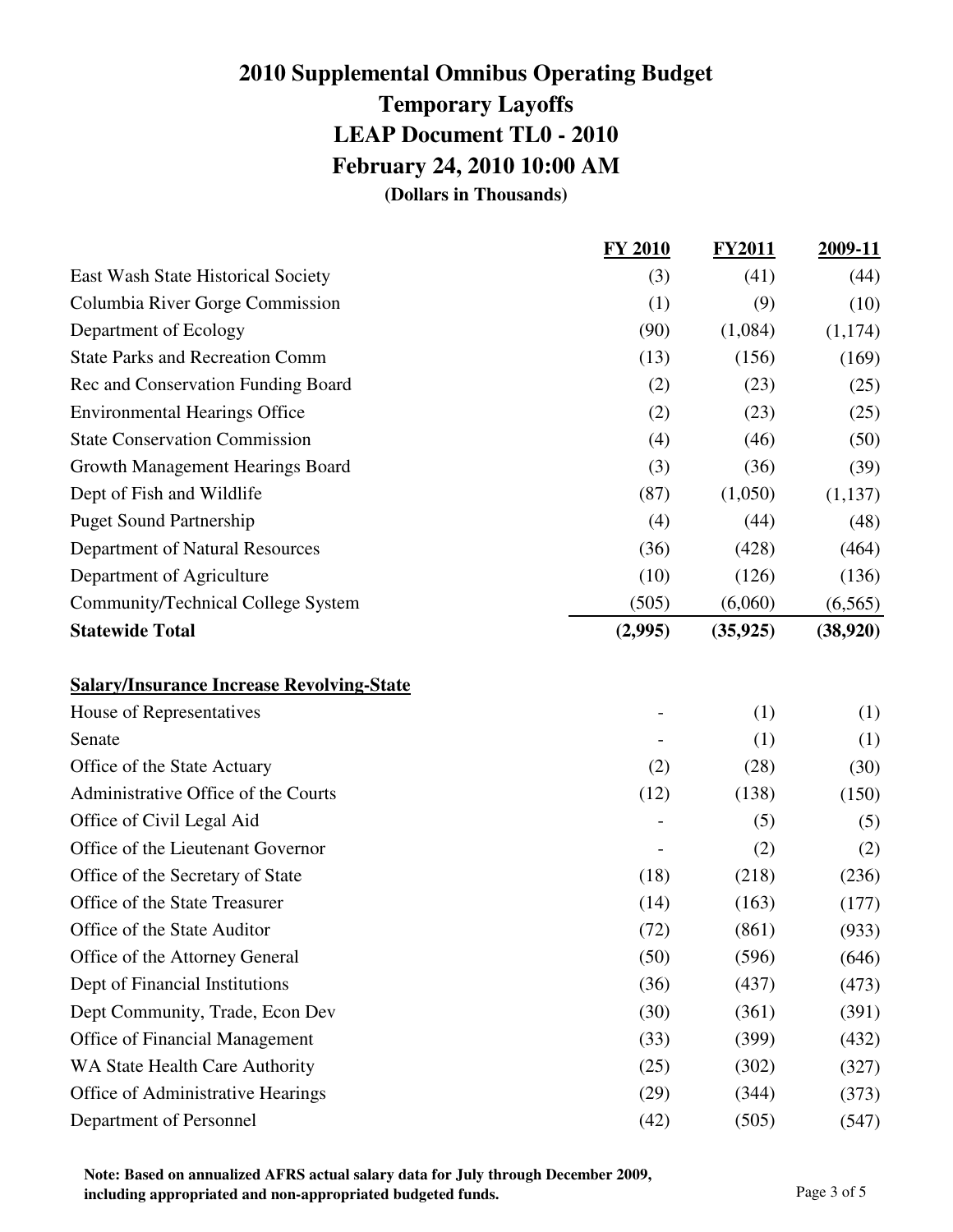# 2010 Supplemental Omnibus Operating Budget
## Temporary Layoffs
## LEAP Document TL0 - 2010
## February 24, 2010 10:00 AM
**(Dollars in Thousands)**

| | FY 2010 | FY2011 | 2009-11 |
|---|---|---|---|
| East Wash State Historical Society | (3) | (41) | (44) |
| Columbia River Gorge Commission | (1) | (9) | (10) |
| Department of Ecology | (90) | (1,084) | (1,174) |
| State Parks and Recreation Comm | (13) | (156) | (169) |
| Rec and Conservation Funding Board | (2) | (23) | (25) |
| Environmental Hearings Office | (2) | (23) | (25) |
| State Conservation Commission | (4) | (46) | (50) |
| Growth Management Hearings Board | (3) | (36) | (39) |
| Dept of Fish and Wildlife | (87) | (1,050) | (1,137) |
| Puget Sound Partnership | (4) | (44) | (48) |
| Department of Natural Resources | (36) | (428) | (464) |
| Department of Agriculture | (10) | (126) | (136) |
| Community/Technical College System | (505) | (6,060) | (6,565) |
| **Statewide Total** | **(2,995)** | **(35,925)** | **(38,920)** |
| | | | |
| **Salary/Insurance Increase Revolving-State** | | | |
| House of Representatives | - | (1) | (1) |
| Senate | - | (1) | (1) |
| Office of the State Actuary | (2) | (28) | (30) |
| Administrative Office of the Courts | (12) | (138) | (150) |
| Office of Civil Legal Aid | - | (5) | (5) |
| Office of the Lieutenant Governor | - | (2) | (2) |
| Office of the Secretary of State | (18) | (218) | (236) |
| Office of the State Treasurer | (14) | (163) | (177) |
| Office of the State Auditor | (72) | (861) | (933) |
| Office of the Attorney General | (50) | (596) | (646) |
| Dept of Financial Institutions | (36) | (437) | (473) |
| Dept Community, Trade, Econ Dev | (30) | (361) | (391) |
| Office of Financial Management | (33) | (399) | (432) |
| WA State Health Care Authority | (25) | (302) | (327) |
| Office of Administrative Hearings | (29) | (344) | (373) |
| Department of Personnel | (42) | (505) | (547) |

**Note: Based on annualized AFRS actual salary data for July through December 2009, including appropriated and non-appropriated budgeted funds.**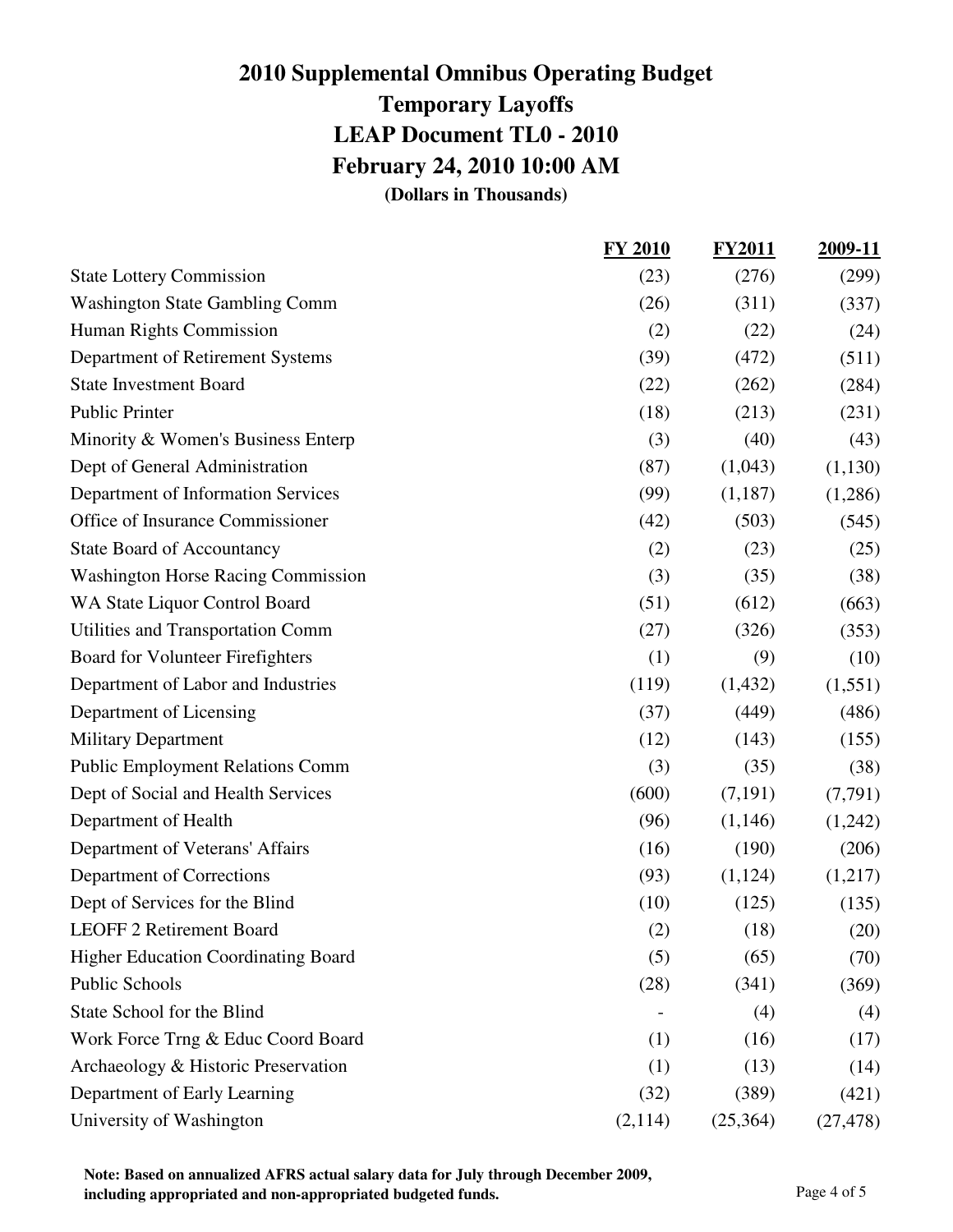# 2010 Supplemental Omnibus Operating Budget
## Temporary Layoffs
## LEAP Document TL0 - 2010
## February 24, 2010 10:00 AM
**(Dollars in Thousands)**

| | FY 2010 | FY2011 | 2009-11 |
|---|---|---|---|
| State Lottery Commission | (23) | (276) | (299) |
| Washington State Gambling Comm | (26) | (311) | (337) |
| Human Rights Commission | (2) | (22) | (24) |
| Department of Retirement Systems | (39) | (472) | (511) |
| State Investment Board | (22) | (262) | (284) |
| Public Printer | (18) | (213) | (231) |
| Minority & Women's Business Enterp | (3) | (40) | (43) |
| Dept of General Administration | (87) | (1,043) | (1,130) |
| Department of Information Services | (99) | (1,187) | (1,286) |
| Office of Insurance Commissioner | (42) | (503) | (545) |
| State Board of Accountancy | (2) | (23) | (25) |
| Washington Horse Racing Commission | (3) | (35) | (38) |
| WA State Liquor Control Board | (51) | (612) | (663) |
| Utilities and Transportation Comm | (27) | (326) | (353) |
| Board for Volunteer Firefighters | (1) | (9) | (10) |
| Department of Labor and Industries | (119) | (1,432) | (1,551) |
| Department of Licensing | (37) | (449) | (486) |
| Military Department | (12) | (143) | (155) |
| Public Employment Relations Comm | (3) | (35) | (38) |
| Dept of Social and Health Services | (600) | (7,191) | (7,791) |
| Department of Health | (96) | (1,146) | (1,242) |
| Department of Veterans' Affairs | (16) | (190) | (206) |
| Department of Corrections | (93) | (1,124) | (1,217) |
| Dept of Services for the Blind | (10) | (125) | (135) |
| LEOFF 2 Retirement Board | (2) | (18) | (20) |
| Higher Education Coordinating Board | (5) | (65) | (70) |
| Public Schools | (28) | (341) | (369) |
| State School for the Blind | - | (4) | (4) |
| Work Force Trng & Educ Coord Board | (1) | (16) | (17) |
| Archaeology & Historic Preservation | (1) | (13) | (14) |
| Department of Early Learning | (32) | (389) | (421) |
| University of Washington | (2,114) | (25,364) | (27,478) |

**Note: Based on annualized AFRS actual salary data for July through December 2009, including appropriated and non-appropriated budgeted funds.**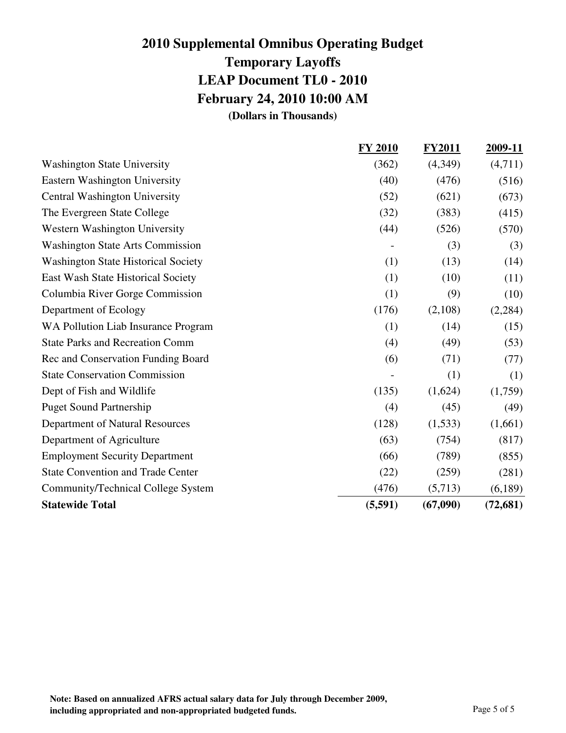# 2010 Supplemental Omnibus Operating Budget

## Temporary Layoffs

## LEAP Document TL0 - 2010

## February 24, 2010 10:00 AM

**(Dollars in Thousands)**

| | FY 2010 | FY2011 | 2009-11 |
|---|---|---|---|
| Washington State University | (362) | (4,349) | (4,711) |
| Eastern Washington University | (40) | (476) | (516) |
| Central Washington University | (52) | (621) | (673) |
| The Evergreen State College | (32) | (383) | (415) |
| Western Washington University | (44) | (526) | (570) |
| Washington State Arts Commission | - | (3) | (3) |
| Washington State Historical Society | (1) | (13) | (14) |
| East Wash State Historical Society | (1) | (10) | (11) |
| Columbia River Gorge Commission | (1) | (9) | (10) |
| Department of Ecology | (176) | (2,108) | (2,284) |
| WA Pollution Liab Insurance Program | (1) | (14) | (15) |
| State Parks and Recreation Comm | (4) | (49) | (53) |
| Rec and Conservation Funding Board | (6) | (71) | (77) |
| State Conservation Commission | - | (1) | (1) |
| Dept of Fish and Wildlife | (135) | (1,624) | (1,759) |
| Puget Sound Partnership | (4) | (45) | (49) |
| Department of Natural Resources | (128) | (1,533) | (1,661) |
| Department of Agriculture | (63) | (754) | (817) |
| Employment Security Department | (66) | (789) | (855) |
| State Convention and Trade Center | (22) | (259) | (281) |
| Community/Technical College System | (476) | (5,713) | (6,189) |
| **Statewide Total** | **(5,591)** | **(67,090)** | **(72,681)** |

**Note: Based on annualized AFRS actual salary data for July through December 2009, including appropriated and non-appropriated budgeted funds.**